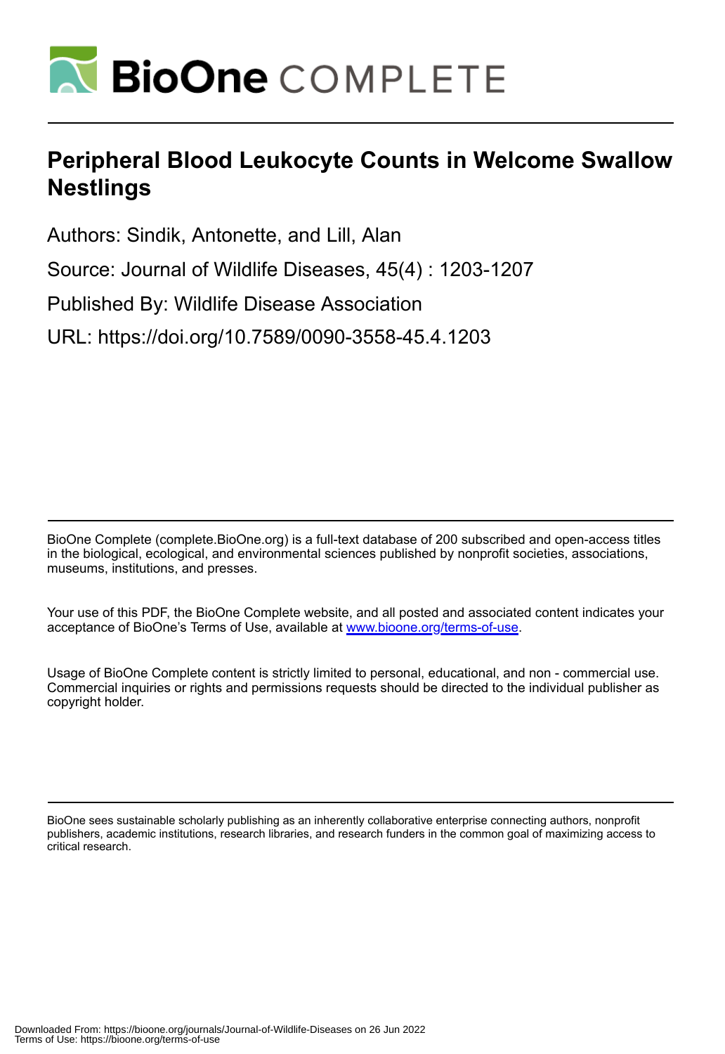# BioOne COMPLETE

## Peripheral Blood Leukocyte Counts in Welcome Swallow Nestlings

Authors: Sindik, Antonette, and Lill, Alan

Source: Journal of Wildlife Diseases, 45(4) : 1203-1207

Published By: Wildlife Disease Association

URL: https://doi.org/10.7589/0090-3558-45.4.1203

BioOne Complete (complete.BioOne.org) is a full-text database of 200 subscribed and open-access titles in the biological, ecological, and environmental sciences published by nonprofit societies, associations, museums, institutions, and presses.

Your use of this PDF, the BioOne Complete website, and all posted and associated content indicates your acceptance of BioOne's Terms of Use, available at www.bioone.org/terms-of-use.

Usage of BioOne Complete content is strictly limited to personal, educational, and non - commercial use. Commercial inquiries or rights and permissions requests should be directed to the individual publisher as copyright holder.

BioOne sees sustainable scholarly publishing as an inherently collaborative enterprise connecting authors, nonprofit publishers, academic institutions, research libraries, and research funders in the common goal of maximizing access to critical research.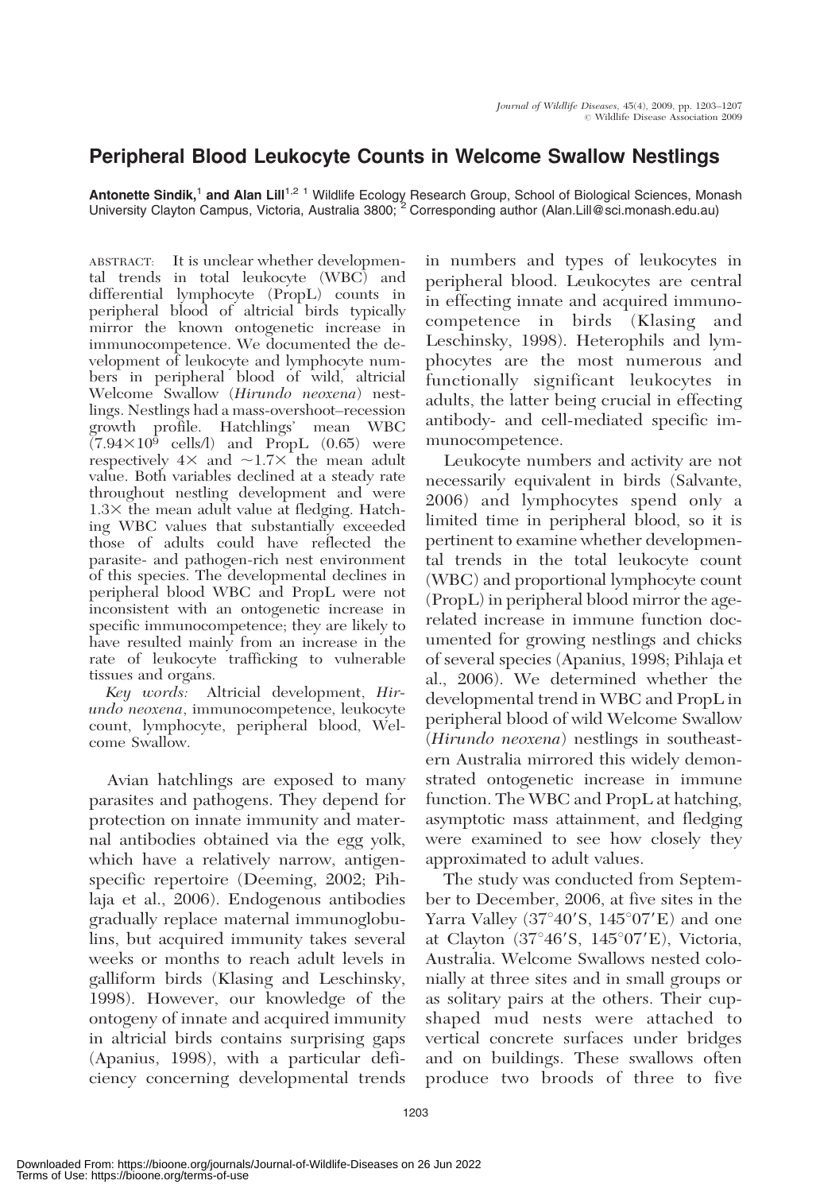# Peripheral Blood Leukocyte Counts in Welcome Swallow Nestlings

**Antonette Sindik,[1] and Alan Lill[1,2]** [1] Wildlife Ecology Research Group, School of Biological Sciences, Monash University Clayton Campus, Victoria, Australia 3800; [2] Corresponding author (Alan.Lill@sci.monash.edu.au)

ABSTRACT: It is unclear whether developmental trends in total leukocyte (WBC) and differential lymphocyte (PropL) counts in peripheral blood of altricial birds typically mirror the known ontogenetic increase in immunocompetence. We documented the development of leukocyte and lymphocyte numbers in peripheral blood of wild, altricial Welcome Swallow (*Hirundo neoxena*) nestlings. Nestlings had a mass-overshoot–recession growth profile. Hatchlings' mean WBC ($7.94 \times 10^9$ cells/l) and PropL (0.65) were respectively $4\times$ and $\sim 1.7\times$ the mean adult value. Both variables declined at a steady rate throughout nestling development and were $1.3\times$ the mean adult value at fledging. Hatching WBC values that substantially exceeded those of adults could have reflected the parasite- and pathogen-rich nest environment of this species. The developmental declines in peripheral blood WBC and PropL were not inconsistent with an ontogenetic increase in specific immunocompetence; they are likely to have resulted mainly from an increase in the rate of leukocyte trafficking to vulnerable tissues and organs.

*Key words:* Altricial development, *Hirundo neoxena*, immunocompetence, leukocyte count, lymphocyte, peripheral blood, Welcome Swallow.

Avian hatchlings are exposed to many parasites and pathogens. They depend for protection on innate immunity and maternal antibodies obtained via the egg yolk, which have a relatively narrow, antigen-specific repertoire (Deeming, 2002; Pihlaja et al., 2006). Endogenous antibodies gradually replace maternal immunoglobulins, but acquired immunity takes several weeks or months to reach adult levels in galliform birds (Klasing and Leschinsky, 1998). However, our knowledge of the ontogeny of innate and acquired immunity in altricial birds contains surprising gaps (Apanius, 1998), with a particular deficiency concerning developmental trends in numbers and types of leukocytes in peripheral blood. Leukocytes are central in effecting innate and acquired immunocompetence in birds (Klasing and Leschinsky, 1998). Heterophils and lymphocytes are the most numerous and functionally significant leukocytes in adults, the latter being crucial in effecting antibody- and cell-mediated specific immunocompetence.

Leukocyte numbers and activity are not necessarily equivalent in birds (Salvante, 2006) and lymphocytes spend only a limited time in peripheral blood, so it is pertinent to examine whether developmental trends in the total leukocyte count (WBC) and proportional lymphocyte count (PropL) in peripheral blood mirror the age-related increase in immune function documented for growing nestlings and chicks of several species (Apanius, 1998; Pihlaja et al., 2006). We determined whether the developmental trend in WBC and PropL in peripheral blood of wild Welcome Swallow (*Hirundo neoxena*) nestlings in southeastern Australia mirrored this widely demonstrated ontogenetic increase in immune function. The WBC and PropL at hatching, asymptotic mass attainment, and fledging were examined to see how closely they approximated to adult values.

The study was conducted from September to December, 2006, at five sites in the Yarra Valley (37°40′S, 145°07′E) and one at Clayton (37°46′S, 145°07′E), Victoria, Australia. Welcome Swallows nested colonially at three sites and in small groups or as solitary pairs at the others. Their cup-shaped mud nests were attached to vertical concrete surfaces under bridges and on buildings. These swallows often produce two broods of three to five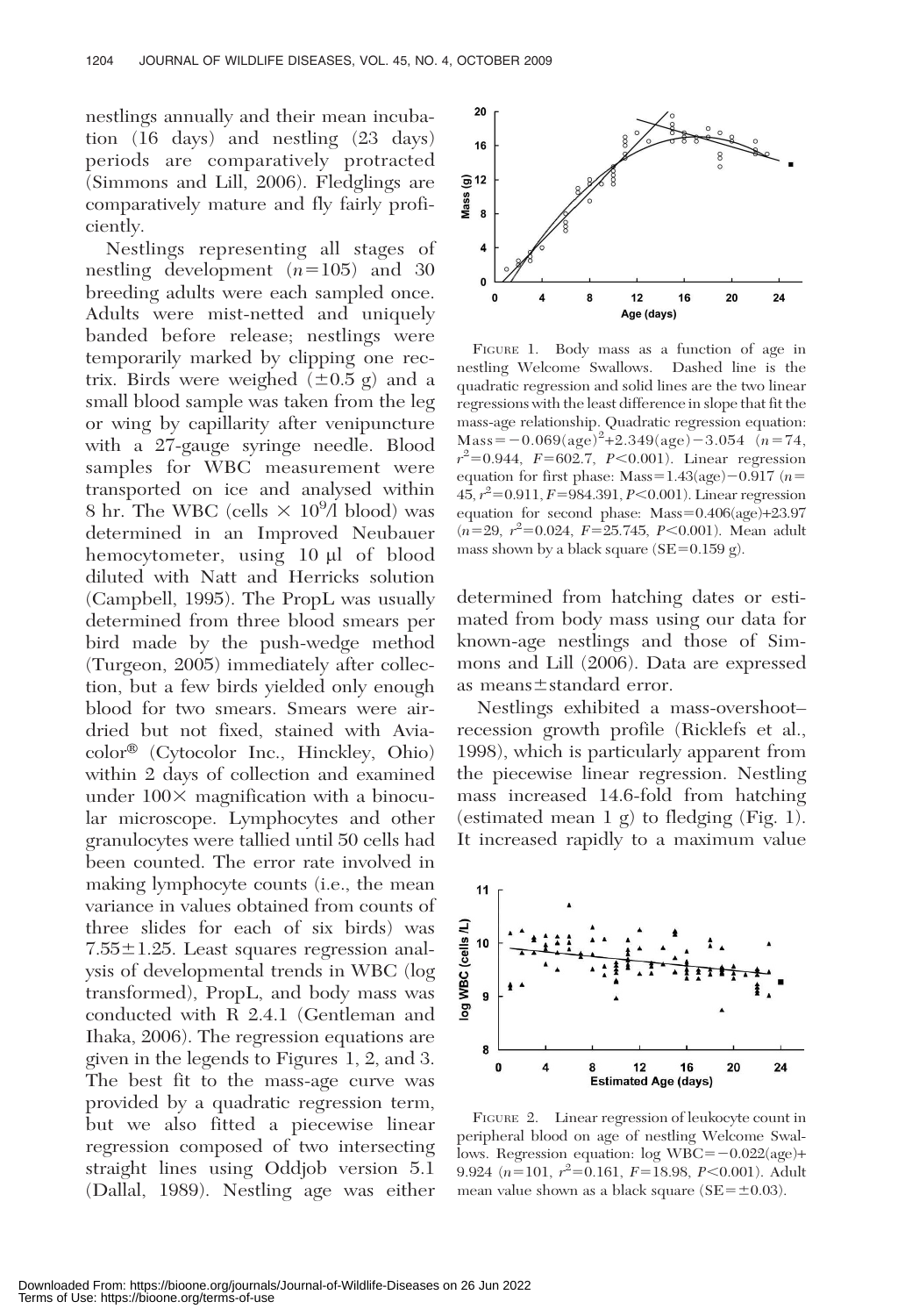nestlings annually and their mean incubation (16 days) and nestling (23 days) periods are comparatively protracted (Simmons and Lill, 2006). Fledglings are comparatively mature and fly fairly proficiently.

Nestlings representing all stages of nestling development ($n=105$) and 30 breeding adults were each sampled once. Adults were mist-netted and uniquely banded before release; nestlings were temporarily marked by clipping one rectrix. Birds were weighed ($\pm 0.5$ g) and a small blood sample was taken from the leg or wing by capillarity after venipuncture with a 27-gauge syringe needle. Blood samples for WBC measurement were transported on ice and analysed within 8 hr. The WBC (cells $\times 10^9$/l blood) was determined in an Improved Neubauer hemocytometer, using 10 µl of blood diluted with Natt and Herricks solution (Campbell, 1995). The PropL was usually determined from three blood smears per bird made by the push-wedge method (Turgeon, 2005) immediately after collection, but a few birds yielded only enough blood for two smears. Smears were air-dried but not fixed, stained with Aviacolor® (Cytocolor Inc., Hinckley, Ohio) within 2 days of collection and examined under 100× magnification with a binocular microscope. Lymphocytes and other granulocytes were tallied until 50 cells had been counted. The error rate involved in making lymphocyte counts (i.e., the mean variance in values obtained from counts of three slides for each of six birds) was $7.55 \pm 1.25$. Least squares regression analysis of developmental trends in WBC (log transformed), PropL, and body mass was conducted with R 2.4.1 (Gentleman and Ihaka, 2006). The regression equations are given in the legends to Figures 1, 2, and 3. The best fit to the mass-age curve was provided by a quadratic regression term, but we also fitted a piecewise linear regression composed of two intersecting straight lines using Oddjob version 5.1 (Dallal, 1989). Nestling age was either determined from hatching dates or estimated from body mass using our data for known-age nestlings and those of Simmons and Lill (2006). Data are expressed as means±standard error.

FIGURE 1. Body mass as a function of age in nestling Welcome Swallows. Dashed line is the quadratic regression and solid lines are the two linear regressions with the least difference in slope that fit the mass-age relationship. Quadratic regression equation: $\text{Mass} = -0.069(\text{age})^2 + 2.349(\text{age}) - 3.054$ ($n=74$, $r^2=0.944$, $F=602.7$, $P<0.001$). Linear regression equation for first phase: $\text{Mass} = 1.43(\text{age}) - 0.917$ ($n=45$, $r^2=0.911$, $F=984.391$, $P<0.001$). Linear regression equation for second phase: $\text{Mass} = 0.406(\text{age}) + 23.97$ ($n=29$, $r^2=0.024$, $F=25.745$, $P<0.001$). Mean adult mass shown by a black square (SE=0.159 g).

Nestlings exhibited a mass-overshoot–recession growth profile (Ricklefs et al., 1998), which is particularly apparent from the piecewise linear regression. Nestling mass increased 14.6-fold from hatching (estimated mean 1 g) to fledging (Fig. 1). It increased rapidly to a maximum value

FIGURE 2. Linear regression of leukocyte count in peripheral blood on age of nestling Welcome Swallows. Regression equation: $\log \text{WBC} = -0.022(\text{age}) + 9.924$ ($n=101$, $r^2=0.161$, $F=18.98$, $P<0.001$). Adult mean value shown as a black square (SE=$\pm 0.03$).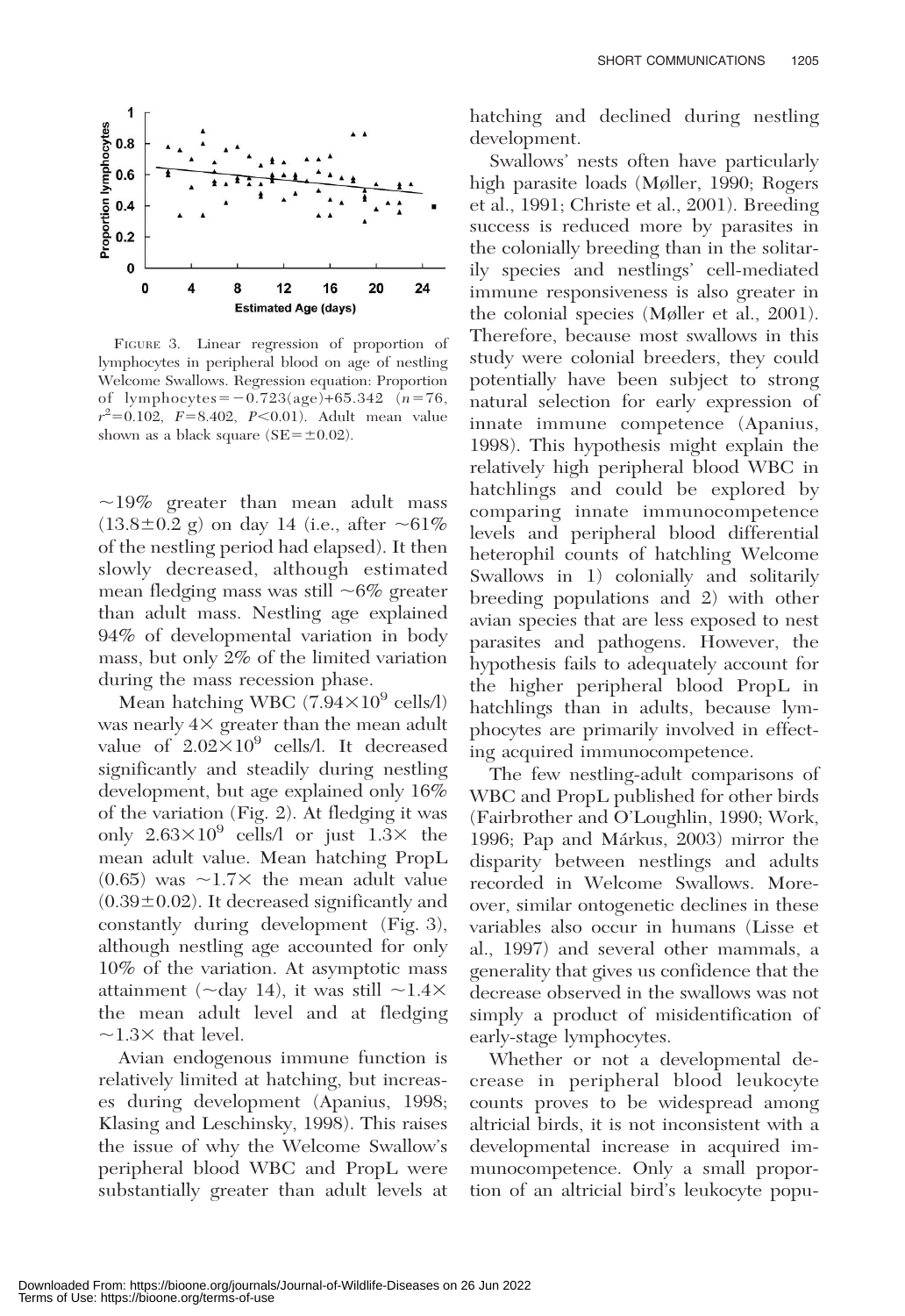FIGURE 3. Linear regression of proportion of lymphocytes in peripheral blood on age of nestling Welcome Swallows. Regression equation: Proportion of lymphocytes = −0.723(age)+65.342 ($n$=76, $r^2$=0.102, $F$=8.402, $P$<0.01). Adult mean value shown as a black square (SE=±0.02).

~19% greater than mean adult mass (13.8±0.2 g) on day 14 (i.e., after ~61% of the nestling period had elapsed). It then slowly decreased, although estimated mean fledging mass was still ~6% greater than adult mass. Nestling age explained 94% of developmental variation in body mass, but only 2% of the limited variation during the mass recession phase.

Mean hatching WBC ($7.94\times10^9$ cells/l) was nearly 4× greater than the mean adult value of $2.02\times10^9$ cells/l. It decreased significantly and steadily during nestling development, but age explained only 16% of the variation (Fig. 2). At fledging it was only $2.63\times10^9$ cells/l or just 1.3× the mean adult value. Mean hatching PropL (0.65) was ~1.7× the mean adult value (0.39±0.02). It decreased significantly and constantly during development (Fig. 3), although nestling age accounted for only 10% of the variation. At asymptotic mass attainment (~day 14), it was still ~1.4× the mean adult level and at fledging ~1.3× that level.

Avian endogenous immune function is relatively limited at hatching, but increases during development (Apanius, 1998; Klasing and Leschinsky, 1998). This raises the issue of why the Welcome Swallow's peripheral blood WBC and PropL were substantially greater than adult levels at hatching and declined during nestling development.

Swallows' nests often have particularly high parasite loads (Møller, 1990; Rogers et al., 1991; Christe et al., 2001). Breeding success is reduced more by parasites in the colonially breeding than in the solitarily species and nestlings' cell-mediated immune responsiveness is also greater in the colonial species (Møller et al., 2001). Therefore, because most swallows in this study were colonial breeders, they could potentially have been subject to strong natural selection for early expression of innate immune competence (Apanius, 1998). This hypothesis might explain the relatively high peripheral blood WBC in hatchlings and could be explored by comparing innate immunocompetence levels and peripheral blood differential heterophil counts of hatchling Welcome Swallows in 1) colonially and solitarily breeding populations and 2) with other avian species that are less exposed to nest parasites and pathogens. However, the hypothesis fails to adequately account for the higher peripheral blood PropL in hatchlings than in adults, because lymphocytes are primarily involved in effecting acquired immunocompetence.

The few nestling-adult comparisons of WBC and PropL published for other birds (Fairbrother and O'Loughlin, 1990; Work, 1996; Pap and Márkus, 2003) mirror the disparity between nestlings and adults recorded in Welcome Swallows. Moreover, similar ontogenetic declines in these variables also occur in humans (Lisse et al., 1997) and several other mammals, a generality that gives us confidence that the decrease observed in the swallows was not simply a product of misidentification of early-stage lymphocytes.

Whether or not a developmental decrease in peripheral blood leukocyte counts proves to be widespread among altricial birds, it is not inconsistent with a developmental increase in acquired immunocompetence. Only a small proportion of an altricial bird's leukocyte popu-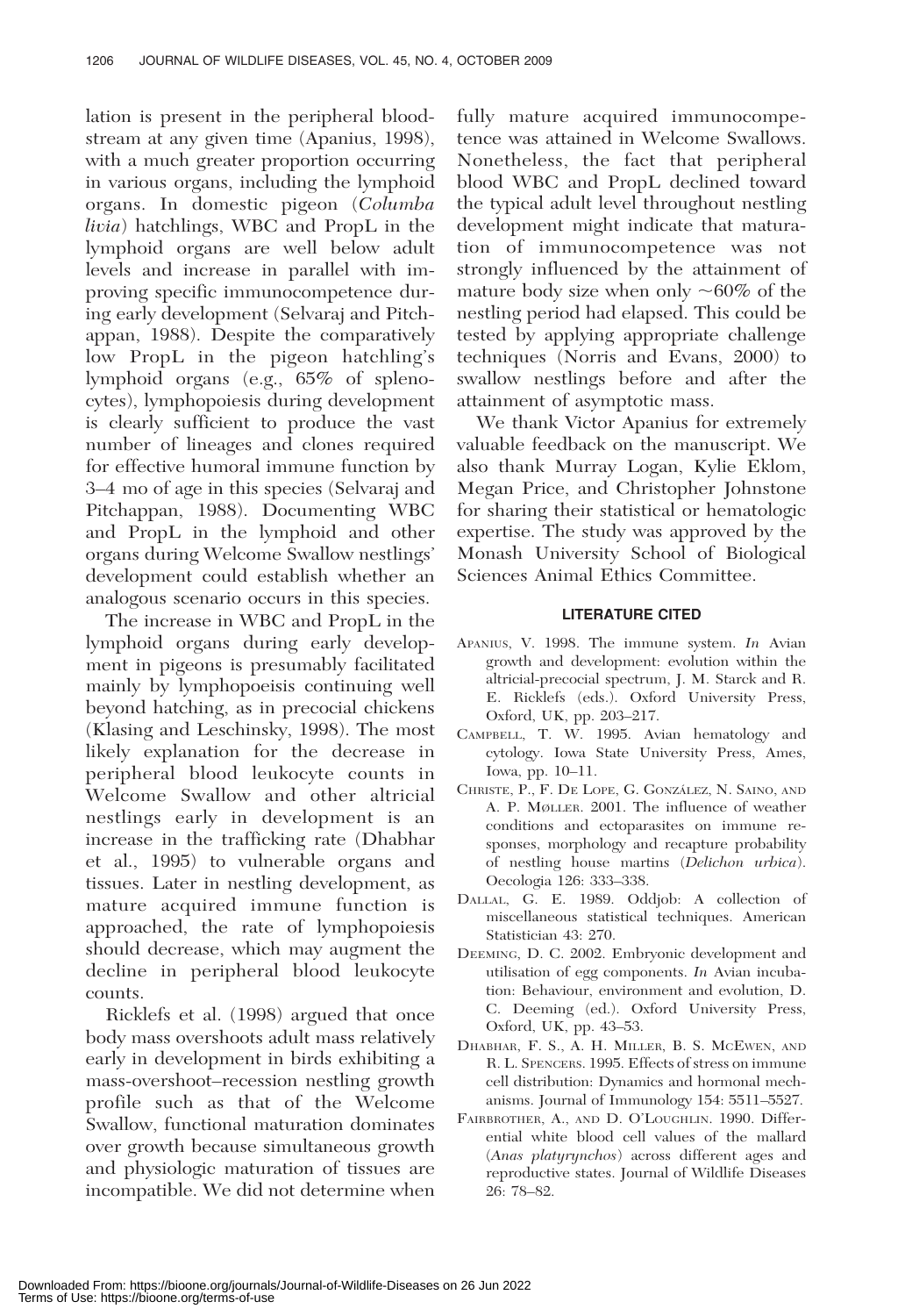lation is present in the peripheral bloodstream at any given time (Apanius, 1998), with a much greater proportion occurring in various organs, including the lymphoid organs. In domestic pigeon (*Columba livia*) hatchlings, WBC and PropL in the lymphoid organs are well below adult levels and increase in parallel with improving specific immunocompetence during early development (Selvaraj and Pitchappan, 1988). Despite the comparatively low PropL in the pigeon hatchling's lymphoid organs (e.g., 65% of splenocytes), lymphopoiesis during development is clearly sufficient to produce the vast number of lineages and clones required for effective humoral immune function by 3–4 mo of age in this species (Selvaraj and Pitchappan, 1988). Documenting WBC and PropL in the lymphoid and other organs during Welcome Swallow nestlings' development could establish whether an analogous scenario occurs in this species.

The increase in WBC and PropL in the lymphoid organs during early development in pigeons is presumably facilitated mainly by lymphopoeisis continuing well beyond hatching, as in precocial chickens (Klasing and Leschinsky, 1998). The most likely explanation for the decrease in peripheral blood leukocyte counts in Welcome Swallow and other altricial nestlings early in development is an increase in the trafficking rate (Dhabhar et al., 1995) to vulnerable organs and tissues. Later in nestling development, as mature acquired immune function is approached, the rate of lymphopoiesis should decrease, which may augment the decline in peripheral blood leukocyte counts.

Ricklefs et al. (1998) argued that once body mass overshoots adult mass relatively early in development in birds exhibiting a mass-overshoot–recession nestling growth profile such as that of the Welcome Swallow, functional maturation dominates over growth because simultaneous growth and physiologic maturation of tissues are incompatible. We did not determine when fully mature acquired immunocompetence was attained in Welcome Swallows. Nonetheless, the fact that peripheral blood WBC and PropL declined toward the typical adult level throughout nestling development might indicate that maturation of immunocompetence was not strongly influenced by the attainment of mature body size when only ~60% of the nestling period had elapsed. This could be tested by applying appropriate challenge techniques (Norris and Evans, 2000) to swallow nestlings before and after the attainment of asymptotic mass.

We thank Victor Apanius for extremely valuable feedback on the manuscript. We also thank Murray Logan, Kylie Eklom, Megan Price, and Christopher Johnstone for sharing their statistical or hematologic expertise. The study was approved by the Monash University School of Biological Sciences Animal Ethics Committee.

## LITERATURE CITED

Apanius, V. 1998. The immune system. *In* Avian growth and development: evolution within the altricial-precocial spectrum, J. M. Starck and R. E. Ricklefs (eds.). Oxford University Press, Oxford, UK, pp. 203–217.

Campbell, T. W. 1995. Avian hematology and cytology. Iowa State University Press, Ames, Iowa, pp. 10–11.

Christe, P., F. De Lope, G. González, N. Saino, and A. P. Møller. 2001. The influence of weather conditions and ectoparasites on immune responses, morphology and recapture probability of nestling house martins (*Delichon urbica*). Oecologia 126: 333–338.

Dallal, G. E. 1989. Oddjob: A collection of miscellaneous statistical techniques. American Statistician 43: 270.

Deeming, D. C. 2002. Embryonic development and utilisation of egg components. *In* Avian incubation: Behaviour, environment and evolution, D. C. Deeming (ed.). Oxford University Press, Oxford, UK, pp. 43–53.

Dhabhar, F. S., A. H. Miller, B. S. McEwen, and R. L. Spencers. 1995. Effects of stress on immune cell distribution: Dynamics and hormonal mechanisms. Journal of Immunology 154: 5511–5527.

Fairbrother, A., and D. O'Loughlin. 1990. Differential white blood cell values of the mallard (*Anas platyrynchos*) across different ages and reproductive states. Journal of Wildlife Diseases 26: 78–82.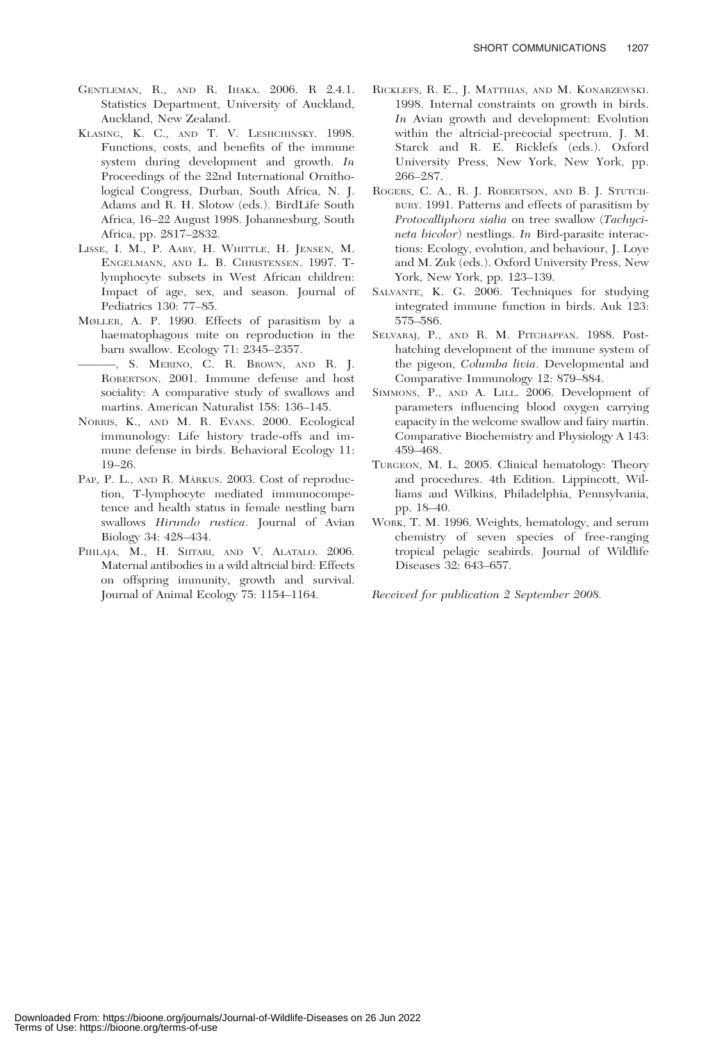GENTLEMAN, R., AND R. IHAKA. 2006. R 2.4.1. Statistics Department, University of Auckland, Auckland, New Zealand.

KLASING, K. C., AND T. V. LESHCHINSKY. 1998. Functions, costs, and benefits of the immune system during development and growth. *In* Proceedings of the 22nd International Ornithological Congress, Durban, South Africa, N. J. Adams and R. H. Slotow (eds.). BirdLife South Africa, 16–22 August 1998. Johannesburg, South Africa, pp. 2817–2832.

LISSE, I. M., P. AABY, H. WHITTLE, H. JENSEN, M. ENGELMANN, AND L. B. CHRISTENSEN. 1997. T-lymphocyte subsets in West African children: Impact of age, sex, and season. Journal of Pediatrics 130: 77–85.

MØLLER, A. P. 1990. Effects of parasitism by a haematophagous mite on reproduction in the barn swallow. Ecology 71: 2345–2357.

———, S. MERINO, C. R. BROWN, AND R. J. ROBERTSON. 2001. Immune defense and host sociality: A comparative study of swallows and martins. American Naturalist 158: 136–145.

NORRIS, K., AND M. R. EVANS. 2000. Ecological immunology: Life history trade-offs and immune defense in birds. Behavioral Ecology 11: 19–26.

PAP, P. L., AND R. MÁRKUS. 2003. Cost of reproduction, T-lymphocyte mediated immunocompetence and health status in female nestling barn swallows *Hirundo rustica*. Journal of Avian Biology 34: 428–434.

PIHLAJA, M., H. SIITARI, AND V. ALATALO. 2006. Maternal antibodies in a wild altricial bird: Effects on offspring immunity, growth and survival. Journal of Animal Ecology 75: 1154–1164.

RICKLEFS, R. E., J. MATTHIAS, AND M. KONARZEWSKI. 1998. Internal constraints on growth in birds. *In* Avian growth and development: Evolution within the altricial-precocial spectrum, J. M. Starck and R. E. Ricklefs (eds.). Oxford University Press, New York, New York, pp. 266–287.

ROGERS, C. A., R. J. ROBERTSON, AND B. J. STUTCHBURY. 1991. Patterns and effects of parasitism by *Protocalliphora sialia* on tree swallow (*Tachycineta bicolor*) nestlings. *In* Bird-parasite interactions: Ecology, evolution, and behaviour, J. Loye and M. Zuk (eds.). Oxford University Press, New York, New York, pp. 123–139.

SALVANTE, K. G. 2006. Techniques for studying integrated immune function in birds. Auk 123: 575–586.

SELVARAJ, P., AND R. M. PITCHAPPAN. 1988. Post-hatching development of the immune system of the pigeon, *Columba livia*. Developmental and Comparative Immunology 12: 879–884.

SIMMONS, P., AND A. LILL. 2006. Development of parameters influencing blood oxygen carrying capacity in the welcome swallow and fairy martin. Comparative Biochemistry and Physiology A 143: 459–468.

TURGEON, M. L. 2005. Clinical hematology: Theory and procedures. 4th Edition. Lippincott, Williams and Wilkins, Philadelphia, Pennsylvania, pp. 18–40.

WORK, T. M. 1996. Weights, hematology, and serum chemistry of seven species of free-ranging tropical pelagic seabirds. Journal of Wildlife Diseases 32: 643–657.

*Received for publication 2 September 2008.*